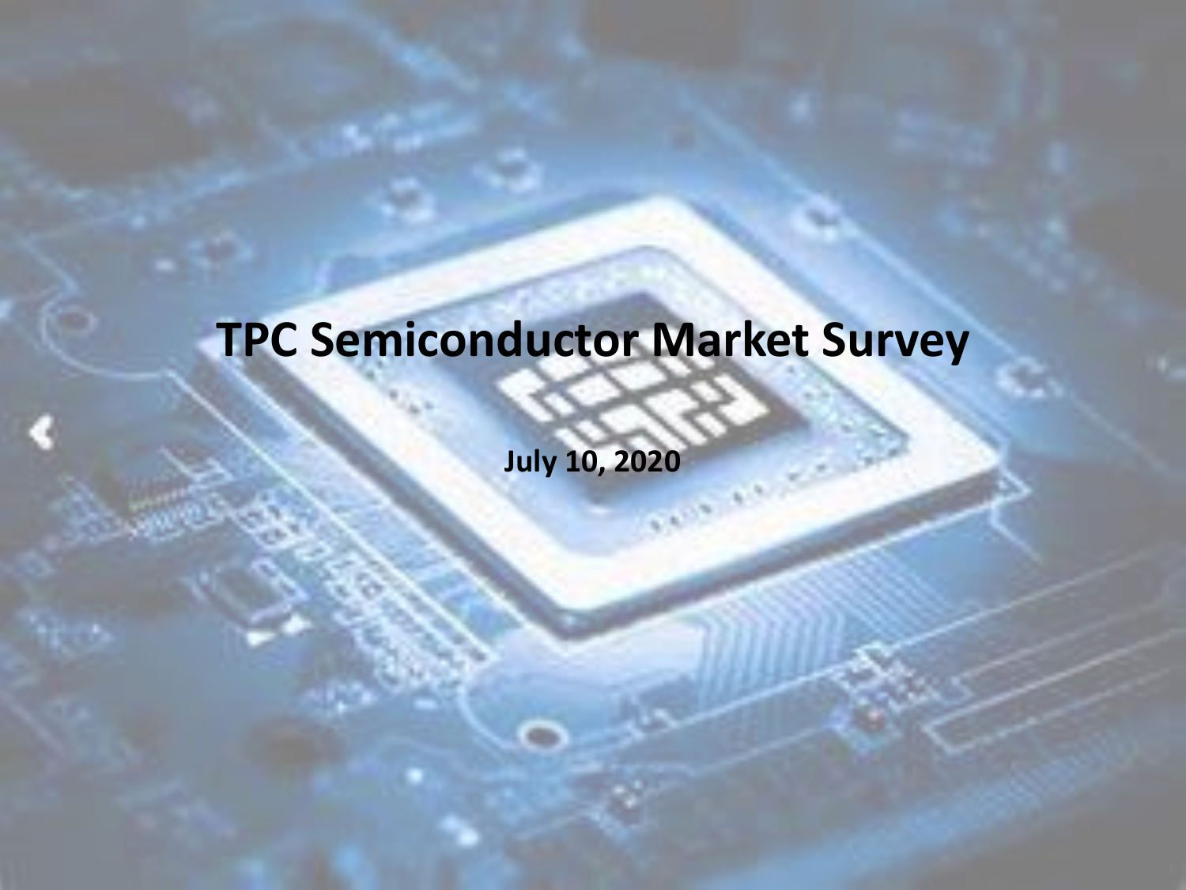# TPC Semiconductor Market Survey

**July 10, 2020**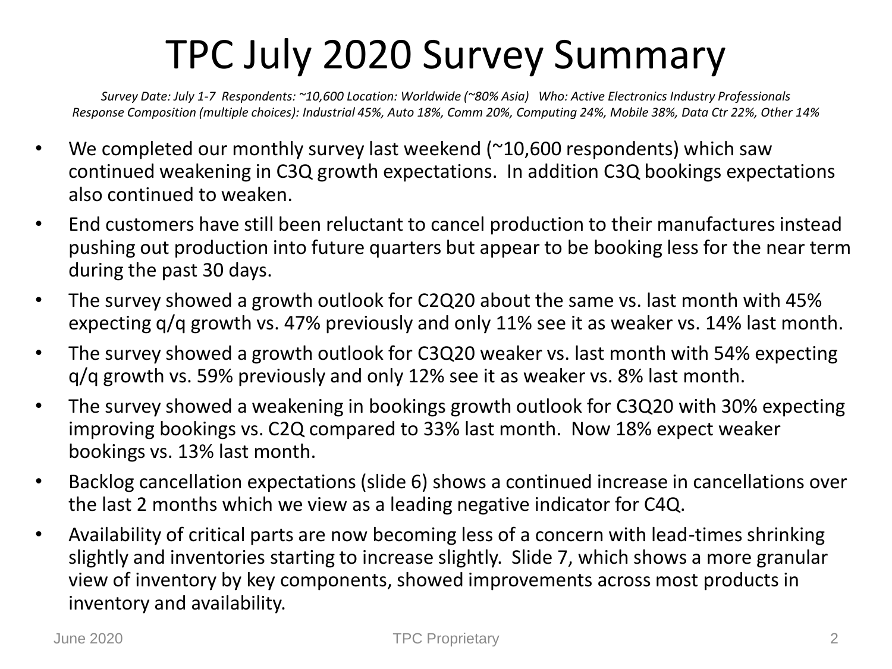# TPC July 2020 Survey Summary

*Survey Date: July 1-7 Respondents: ~10,600 Location: Worldwide (~80% Asia) Who: Active Electronics Industry Professionals*
*Response Composition (multiple choices): Industrial 45%, Auto 18%, Comm 20%, Computing 24%, Mobile 38%, Data Ctr 22%, Other 14%*

- We completed our monthly survey last weekend (~10,600 respondents) which saw continued weakening in C3Q growth expectations. In addition C3Q bookings expectations also continued to weaken.
- End customers have still been reluctant to cancel production to their manufactures instead pushing out production into future quarters but appear to be booking less for the near term during the past 30 days.
- The survey showed a growth outlook for C2Q20 about the same vs. last month with 45% expecting q/q growth vs. 47% previously and only 11% see it as weaker vs. 14% last month.
- The survey showed a growth outlook for C3Q20 weaker vs. last month with 54% expecting q/q growth vs. 59% previously and only 12% see it as weaker vs. 8% last month.
- The survey showed a weakening in bookings growth outlook for C3Q20 with 30% expecting improving bookings vs. C2Q compared to 33% last month. Now 18% expect weaker bookings vs. 13% last month.
- Backlog cancellation expectations (slide 6) shows a continued increase in cancellations over the last 2 months which we view as a leading negative indicator for C4Q.
- Availability of critical parts are now becoming less of a concern with lead-times shrinking slightly and inventories starting to increase slightly. Slide 7, which shows a more granular view of inventory by key components, showed improvements across most products in inventory and availability.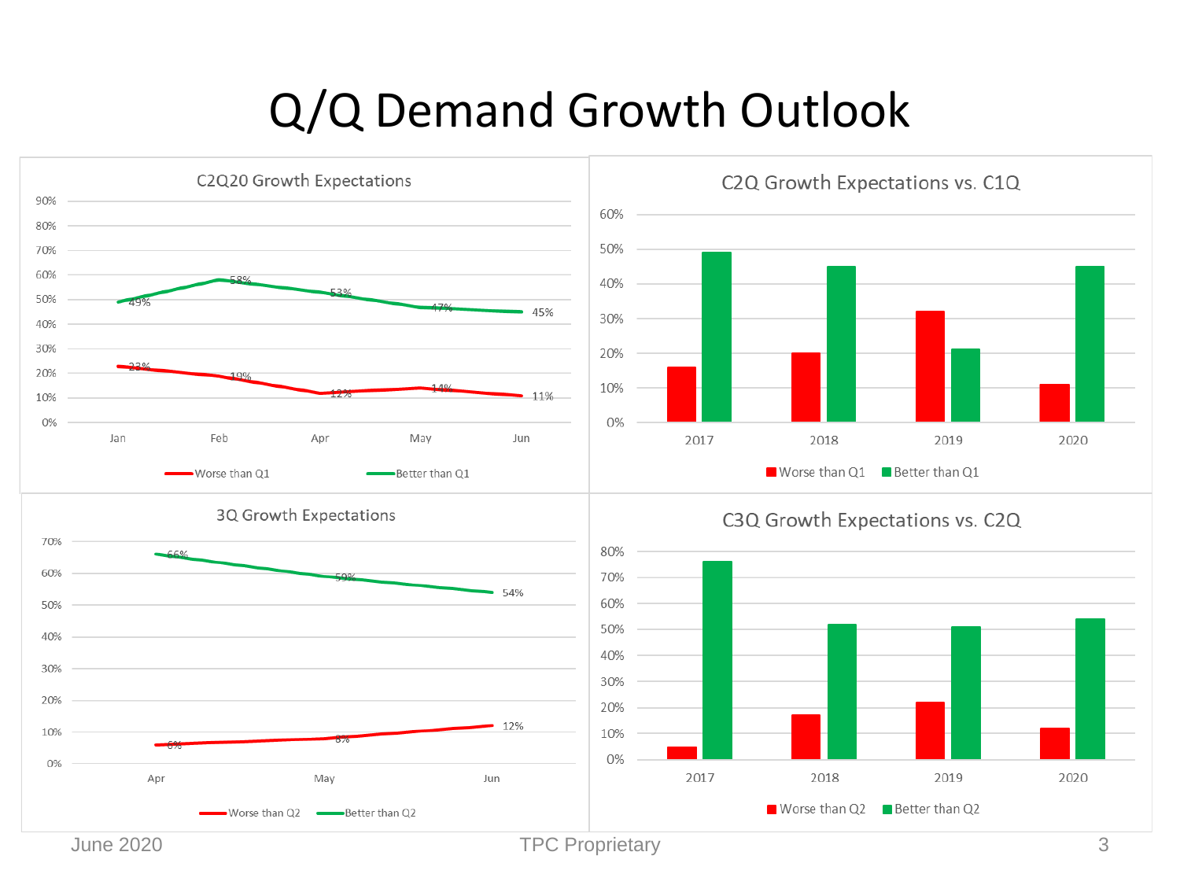# Q/Q Demand Growth Outlook

## C2Q20 Growth Expectations

| | Jan | Feb | Apr | May | Jun |
|---|---|---|---|---|---|
| Worse than Q1 | 23% | 19% | 12% | 14% | 11% |
| Better than Q1 | 49% | 58% | 53% | 47% | 45% |

## C2Q Growth Expectations vs. C1Q

Legend: Worse than Q1, Better than Q1

Years: 2017, 2018, 2019, 2020

## 3Q Growth Expectations

| | Apr | May | Jun |
|---|---|---|---|
| Worse than Q2 | 6% | 8% | 12% |
| Better than Q2 | 66% | 59% | 54% |

## C3Q Growth Expectations vs. C2Q

Legend: Worse than Q2, Better than Q2

Years: 2017, 2018, 2019, 2020

June 2020 TPC Proprietary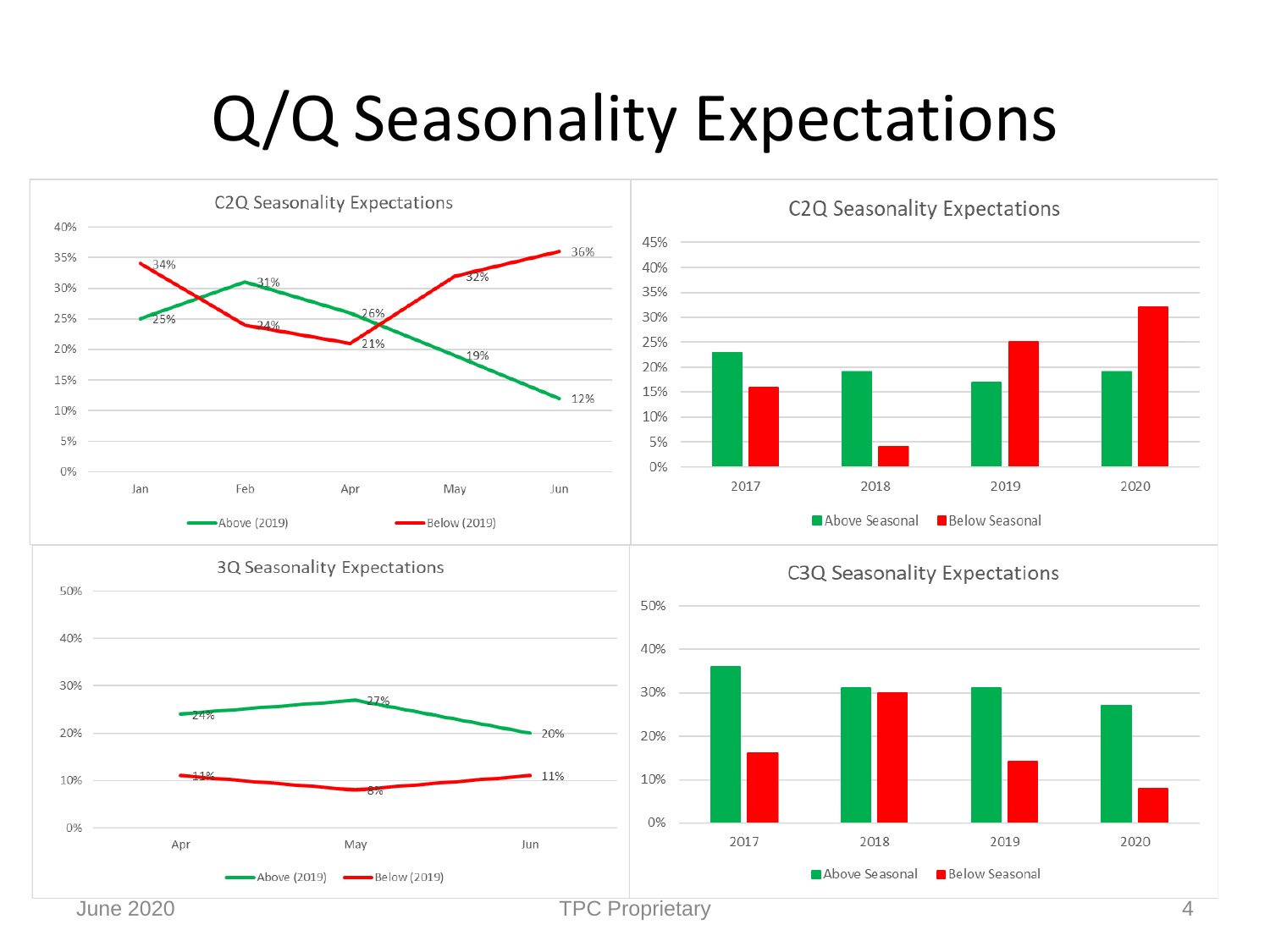# Q/Q Seasonality Expectations

## C2Q Seasonality Expectations

| | Jan | Feb | Apr | May | Jun |
|---|---|---|---|---|---|
| Above (2019) | 25% | 31% | 26% | 19% | 12% |
| Below (2019) | 34% | 24% | 21% | 32% | 36% |

## C2Q Seasonality Expectations

| | 2017 | 2018 | 2019 | 2020 |
|---|---|---|---|---|
| Above Seasonal | 23% | 19% | 17% | 19% |
| Below Seasonal | 16% | 4% | 25% | 32% |

## 3Q Seasonality Expectations

| | Apr | May | Jun |
|---|---|---|---|
| Above (2019) | 24% | 27% | 20% |
| Below (2019) | 11% | 8% | 11% |

## C3Q Seasonality Expectations

| | 2017 | 2018 | 2019 | 2020 |
|---|---|---|---|---|
| Above Seasonal | 36% | 31% | 31% | 27% |
| Below Seasonal | 16% | 30% | 14% | 8% |

June 2020 TPC Proprietary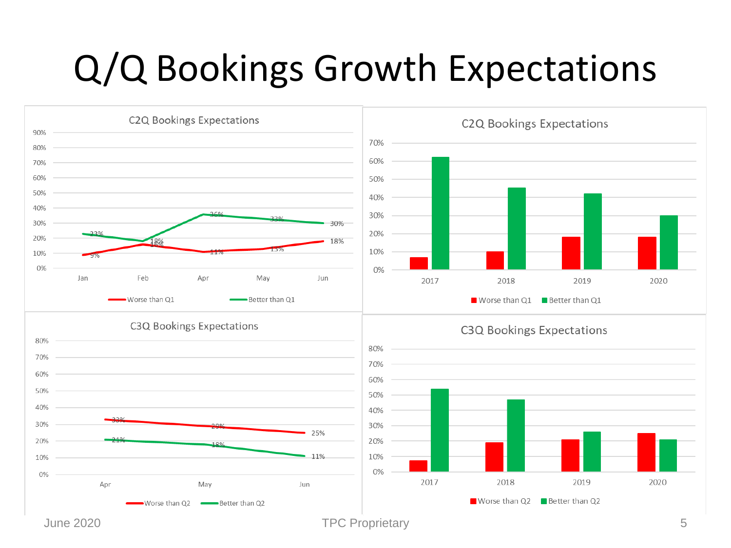# Q/Q Bookings Growth Expectations

**C2Q Bookings Expectations**

| | Jan | Feb | Apr | May | Jun |
|---|---|---|---|---|---|
| Worse than Q1 | 9% | 16% | 11% | 13% | 18% |
| Better than Q1 | 23% | 18% | 36% | 33% | 30% |

**C2Q Bookings Expectations**

| | 2017 | 2018 | 2019 | 2020 |
|---|---|---|---|---|
| Worse than Q1 | | | | |
| Better than Q1 | | | | |

**C3Q Bookings Expectations**

| | Apr | May | Jun |
|---|---|---|---|
| Worse than Q2 | 33% | 29% | 25% |
| Better than Q2 | 21% | 18% | 11% |

**C3Q Bookings Expectations**

| | 2017 | 2018 | 2019 | 2020 |
|---|---|---|---|---|
| Worse than Q2 | | | | |
| Better than Q2 | | | | |

June 2020 TPC Proprietary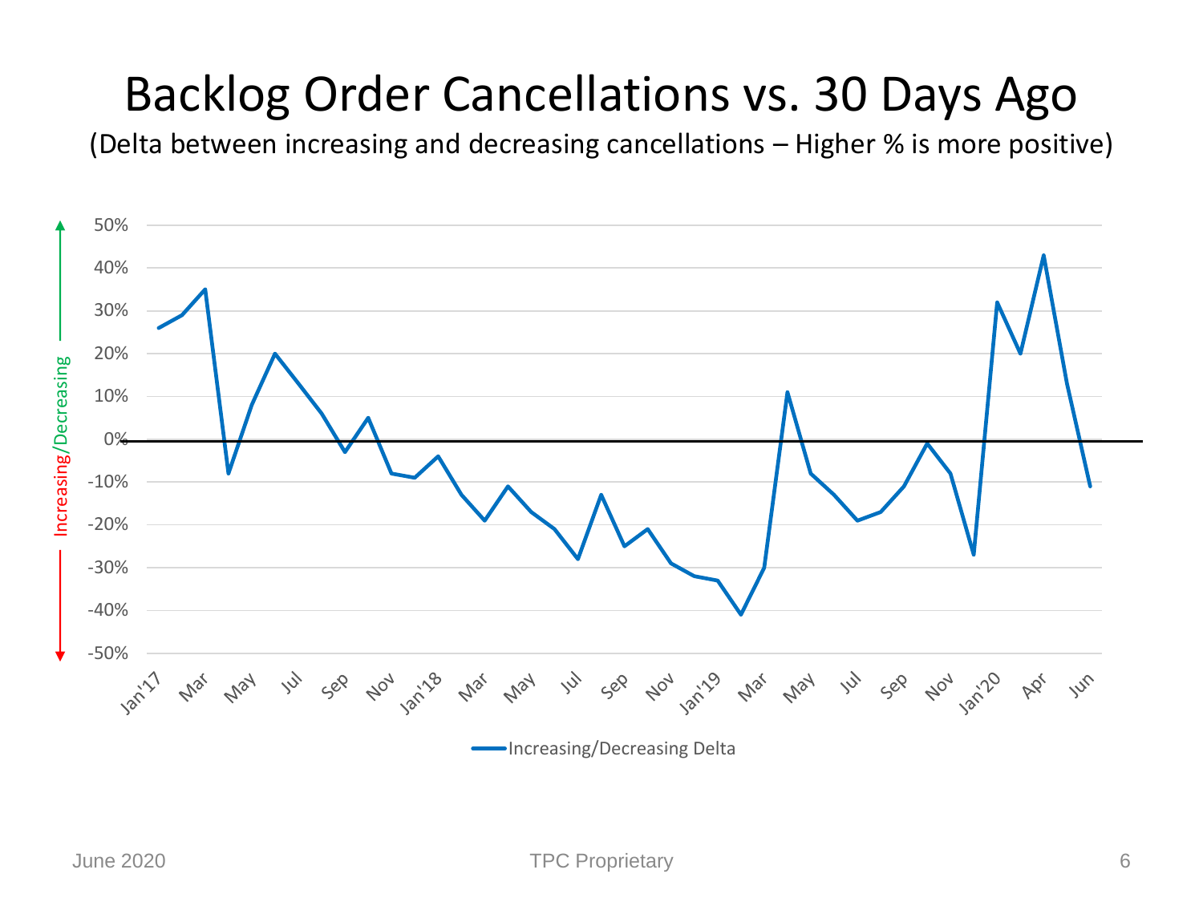# Backlog Order Cancellations vs. 30 Days Ago

(Delta between increasing and decreasing cancellations – Higher % is more positive)

Increasing/Decreasing

50%
40%
30%
20%
10%
0%
-10%
-20%
-30%
-40%
-50%

Jan'17 Mar May Jul Sep Nov Jan'18 Mar May Jul Sep Nov Jan'19 Mar May Jul Sep Nov Jan'20 Apr Jun

Increasing/Decreasing Delta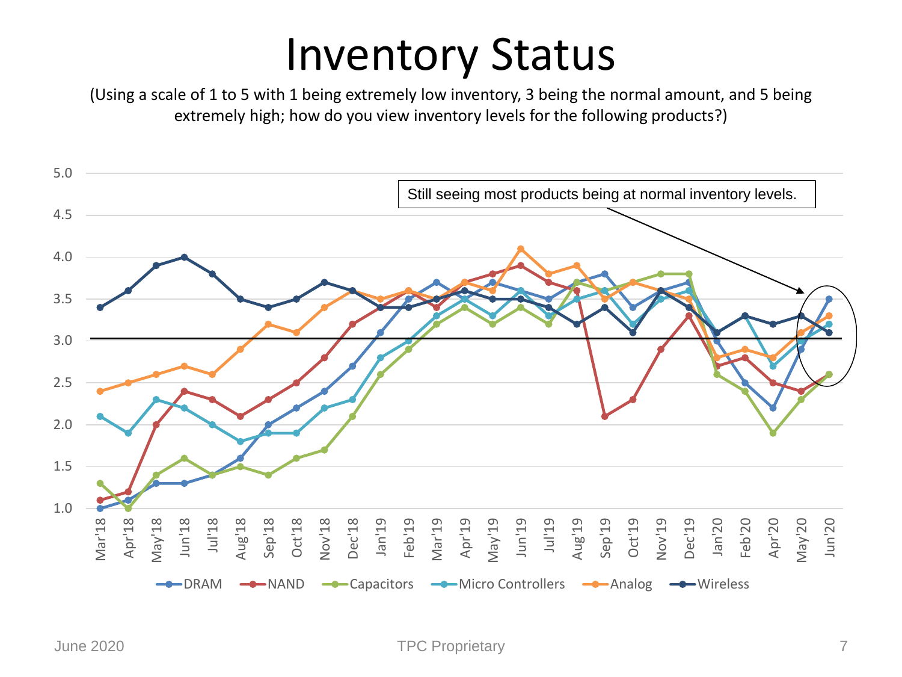# Inventory Status

(Using a scale of 1 to 5 with 1 being extremely low inventory, 3 being the normal amount, and 5 being extremely high; how do you view inventory levels for the following products?)

Still seeing most products being at normal inventory levels.

| Month | DRAM | NAND | Capacitors | Micro Controllers | Analog | Wireless |
|---|---|---|---|---|---|---|
| Mar'18 | 1.0 | 1.1 | 1.3 | 2.1 | 2.4 | 3.4 |
| Apr'18 | 1.1 | 1.2 | 1.0 | 1.9 | 2.5 | 3.6 |
| May'18 | 1.3 | 2.0 | 1.4 | 2.3 | 2.6 | 3.9 |
| Jun'18 | 1.3 | 2.4 | 1.6 | 2.2 | 2.7 | 4.0 |
| Jul'18 | 1.4 | 2.3 | 1.4 | 2.0 | 2.6 | 3.8 |
| Aug'18 | 1.6 | 2.1 | 1.5 | 1.8 | 2.9 | 3.5 |
| Sep'18 | 2.0 | 2.3 | 1.4 | 1.9 | 3.2 | 3.4 |
| Oct'18 | 2.2 | 2.5 | 1.6 | 1.9 | 3.1 | 3.5 |
| Nov'18 | 2.4 | 2.8 | 1.7 | 2.2 | 3.4 | 3.7 |
| Dec'18 | 2.7 | 3.2 | 2.1 | 2.3 | 3.6 | 3.6 |
| Jan'19 | 3.1 | 3.4 | 2.6 | 2.8 | 3.5 | 3.4 |
| Feb'19 | 3.5 | 3.6 | 2.9 | 3.0 | 3.6 | 3.4 |
| Mar'19 | 3.7 | 3.4 | 3.2 | 3.3 | 3.5 | 3.5 |
| Apr'19 | 3.5 | 3.7 | 3.4 | 3.5 | 3.7 | 3.6 |
| May'19 | 3.7 | 3.8 | 3.2 | 3.3 | 3.6 | 3.5 |
| Jun'19 | 3.6 | 3.9 | 3.4 | 3.6 | 4.1 | 3.5 |
| Jul'19 | 3.5 | 3.7 | 3.2 | 3.3 | 3.8 | 3.4 |
| Aug'19 | 3.7 | 3.6 | 3.7 | 3.5 | 3.9 | 3.2 |
| Sep'19 | 3.8 | 2.1 | 3.6 | 3.6 | 3.5 | 3.4 |
| Oct'19 | 3.4 | 2.3 | 3.7 | 3.2 | 3.7 | 3.1 |
| Nov'19 | 3.6 | 2.9 | 3.8 | 3.5 | 3.6 | 3.6 |
| Dec'19 | 3.7 | 3.3 | 3.8 | 3.6 | 3.5 | 3.4 |
| Jan'20 | 3.0 | 2.7 | 2.6 | 3.1 | 2.8 | 3.1 |
| Feb'20 | 2.5 | 2.8 | 2.4 | 3.3 | 2.9 | 3.3 |
| Apr'20 | 2.2 | 2.5 | 1.9 | 2.7 | 2.8 | 3.2 |
| May'20 | 2.9 | 2.4 | 2.3 | 3.0 | 3.1 | 3.3 |
| Jun'20 | 3.5 | 2.6 | 2.6 | 3.2 | 3.3 | 3.1 |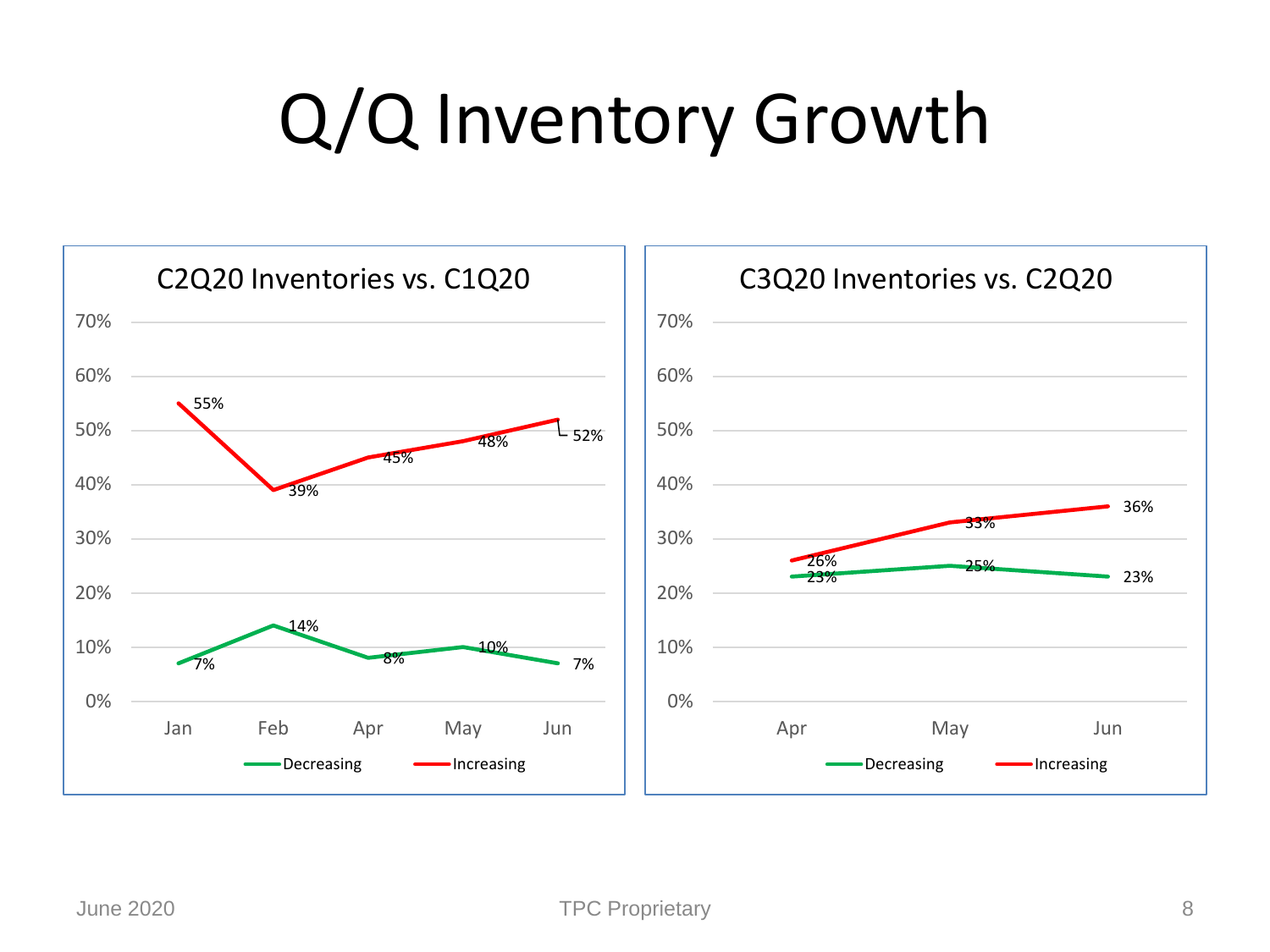# Q/Q Inventory Growth

## C2Q20 Inventories vs. C1Q20

| | Jan | Feb | Apr | May | Jun |
|---|---|---|---|---|---|
| Decreasing | 7% | 14% | 8% | 10% | 7% |
| Increasing | 55% | 39% | 45% | 48% | 52% |

## C3Q20 Inventories vs. C2Q20

| | Apr | May | Jun |
|---|---|---|---|
| Decreasing | 23% | 25% | 23% |
| Increasing | 26% | 33% | 36% |

June 2020 TPC Proprietary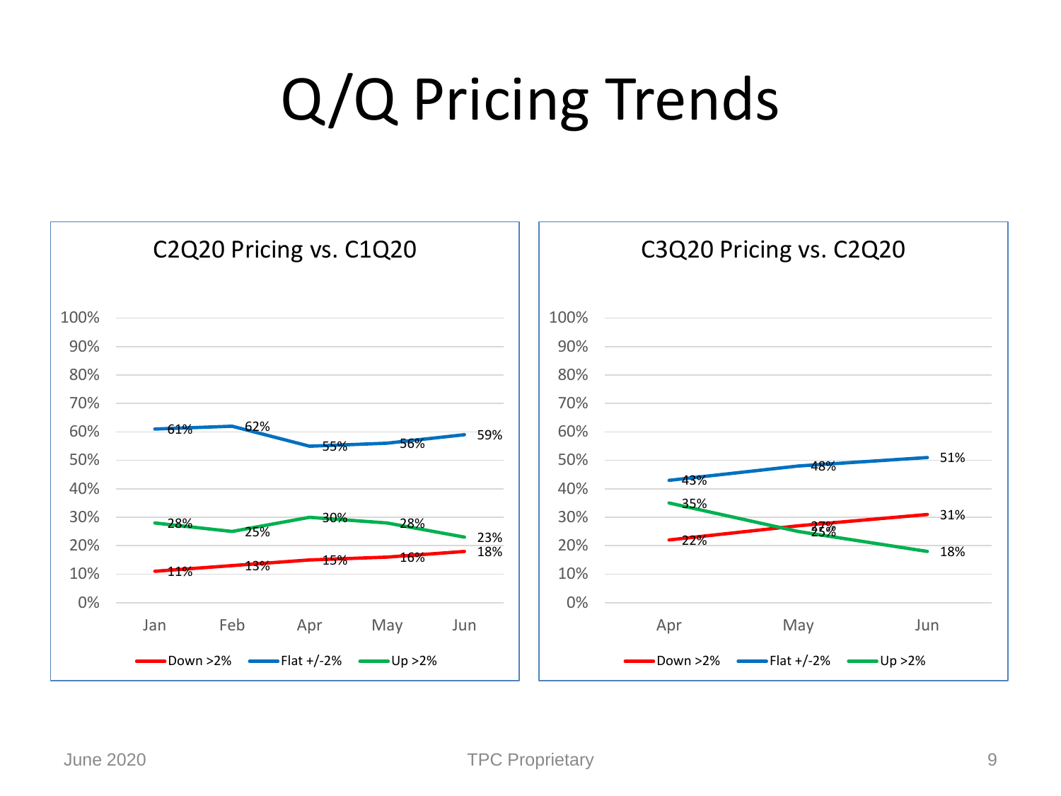# Q/Q Pricing Trends

## C2Q20 Pricing vs. C1Q20

| | Jan | Feb | Apr | May | Jun |
|---|---|---|---|---|---|
| Down >2% | 11% | 13% | 15% | 16% | 18% |
| Flat +/-2% | 61% | 62% | 55% | 56% | 59% |
| Up >2% | 28% | 25% | 30% | 28% | 23% |

## C3Q20 Pricing vs. C2Q20

| | Apr | May | Jun |
|---|---|---|---|
| Down >2% | 22% | 27% | 31% |
| Flat +/-2% | 43% | 48% | 51% |
| Up >2% | 35% | 25% | 18% |

June 2020

TPC Proprietary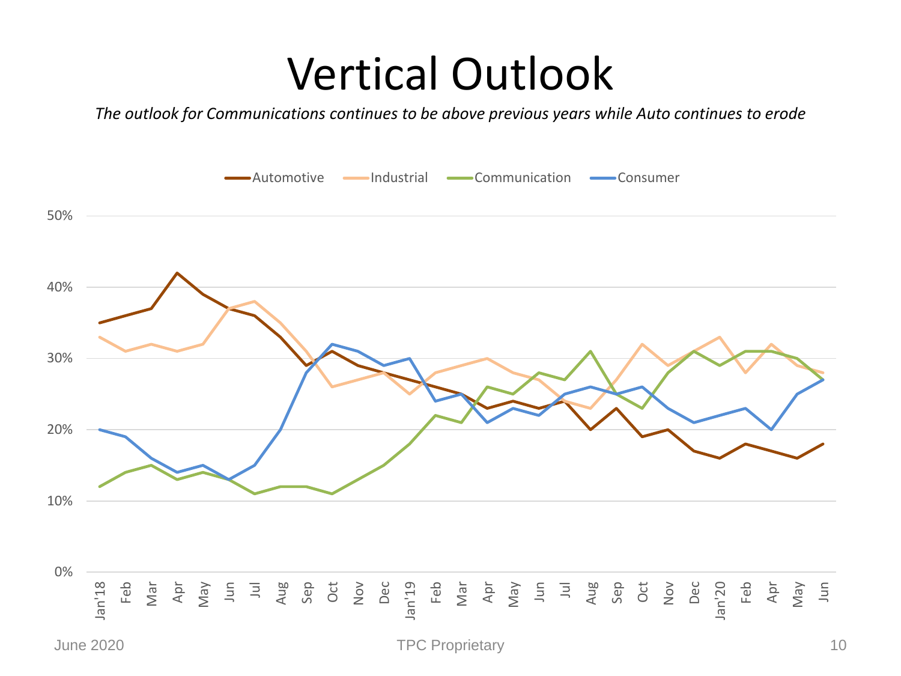# Vertical Outlook

*The outlook for Communications continues to be above previous years while Auto continues to erode*

Automotive
Industrial
Communication
Consumer

50%
40%
30%
20%
10%
0%

Jan'18
Feb
Mar
Apr
May
Jun
Jul
Aug
Sep
Oct
Nov
Dec
Jan'19
Feb
Mar
Apr
May
Jun
Jul
Aug
Sep
Oct
Nov
Dec
Jan'20
Feb
Apr
May
Jun